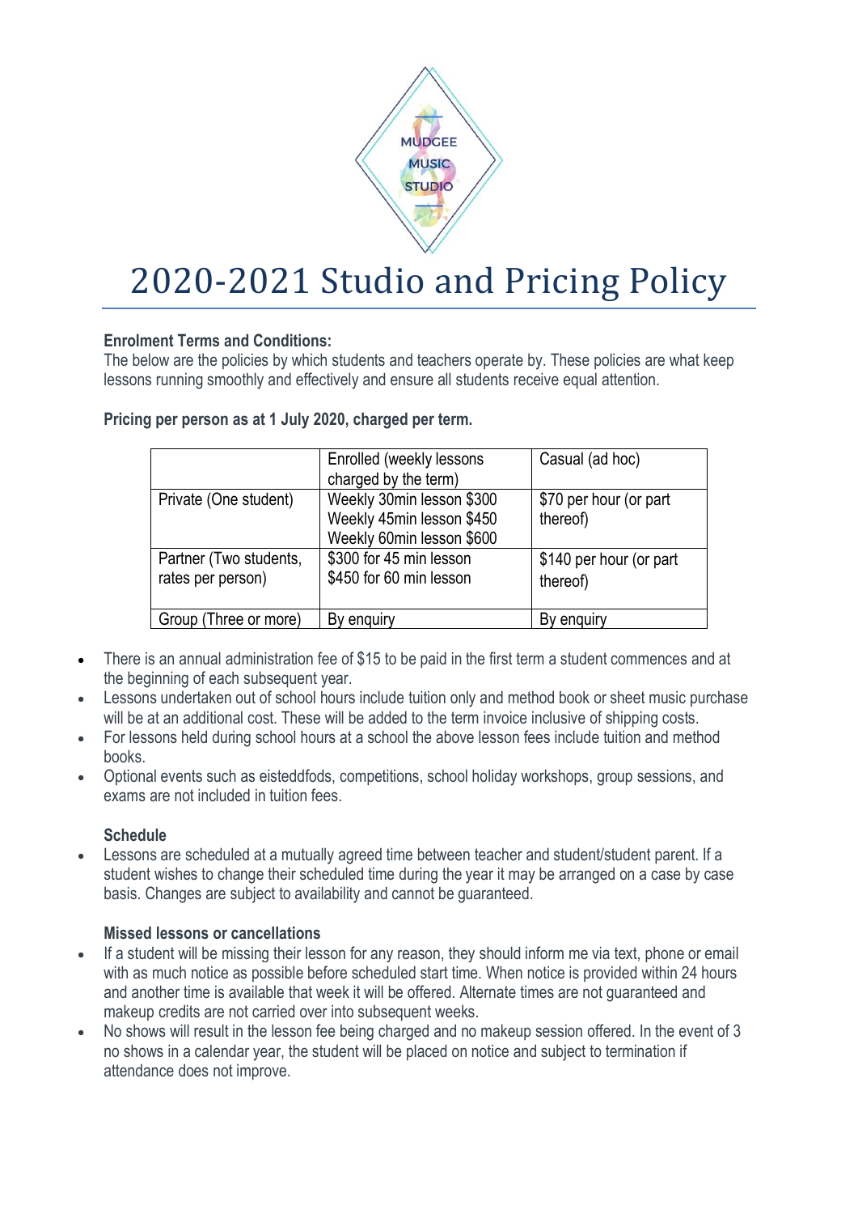# 2020-2021 Studio and Pricing Policy

**Enrolment Terms and Conditions:**
The below are the policies by which students and teachers operate by. These policies are what keep lessons running smoothly and effectively and ensure all students receive equal attention.

**Pricing per person as at 1 July 2020, charged per term.**

| | Enrolled (weekly lessons charged by the term) | Casual (ad hoc) |
|---|---|---|
| Private (One student) | Weekly 30min lesson $300<br>Weekly 45min lesson $450<br>Weekly 60min lesson $600 | $70 per hour (or part thereof) |
| Partner (Two students, rates per person) | $300 for 45 min lesson<br>$450 for 60 min lesson | $140 per hour (or part thereof) |
| Group (Three or more) | By enquiry | By enquiry |

- There is an annual administration fee of $15 to be paid in the first term a student commences and at the beginning of each subsequent year.
- Lessons undertaken out of school hours include tuition only and method book or sheet music purchase will be at an additional cost. These will be added to the term invoice inclusive of shipping costs.
- For lessons held during school hours at a school the above lesson fees include tuition and method books.
- Optional events such as eisteddfods, competitions, school holiday workshops, group sessions, and exams are not included in tuition fees.

**Schedule**

- Lessons are scheduled at a mutually agreed time between teacher and student/student parent. If a student wishes to change their scheduled time during the year it may be arranged on a case by case basis. Changes are subject to availability and cannot be guaranteed.

**Missed lessons or cancellations**

- If a student will be missing their lesson for any reason, they should inform me via text, phone or email with as much notice as possible before scheduled start time. When notice is provided within 24 hours and another time is available that week it will be offered. Alternate times are not guaranteed and makeup credits are not carried over into subsequent weeks.
- No shows will result in the lesson fee being charged and no makeup session offered. In the event of 3 no shows in a calendar year, the student will be placed on notice and subject to termination if attendance does not improve.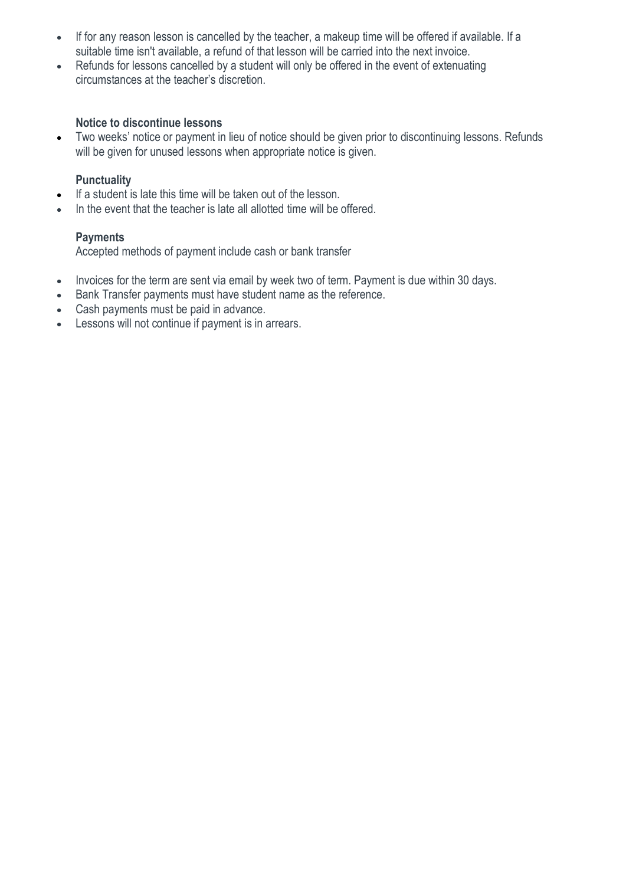- If for any reason lesson is cancelled by the teacher, a makeup time will be offered if available. If a suitable time isn't available, a refund of that lesson will be carried into the next invoice.
- Refunds for lessons cancelled by a student will only be offered in the event of extenuating circumstances at the teacher's discretion.

**Notice to discontinue lessons**

- Two weeks' notice or payment in lieu of notice should be given prior to discontinuing lessons. Refunds will be given for unused lessons when appropriate notice is given.

**Punctuality**

- If a student is late this time will be taken out of the lesson.
- In the event that the teacher is late all allotted time will be offered.

**Payments**

Accepted methods of payment include cash or bank transfer

- Invoices for the term are sent via email by week two of term. Payment is due within 30 days.
- Bank Transfer payments must have student name as the reference.
- Cash payments must be paid in advance.
- Lessons will not continue if payment is in arrears.